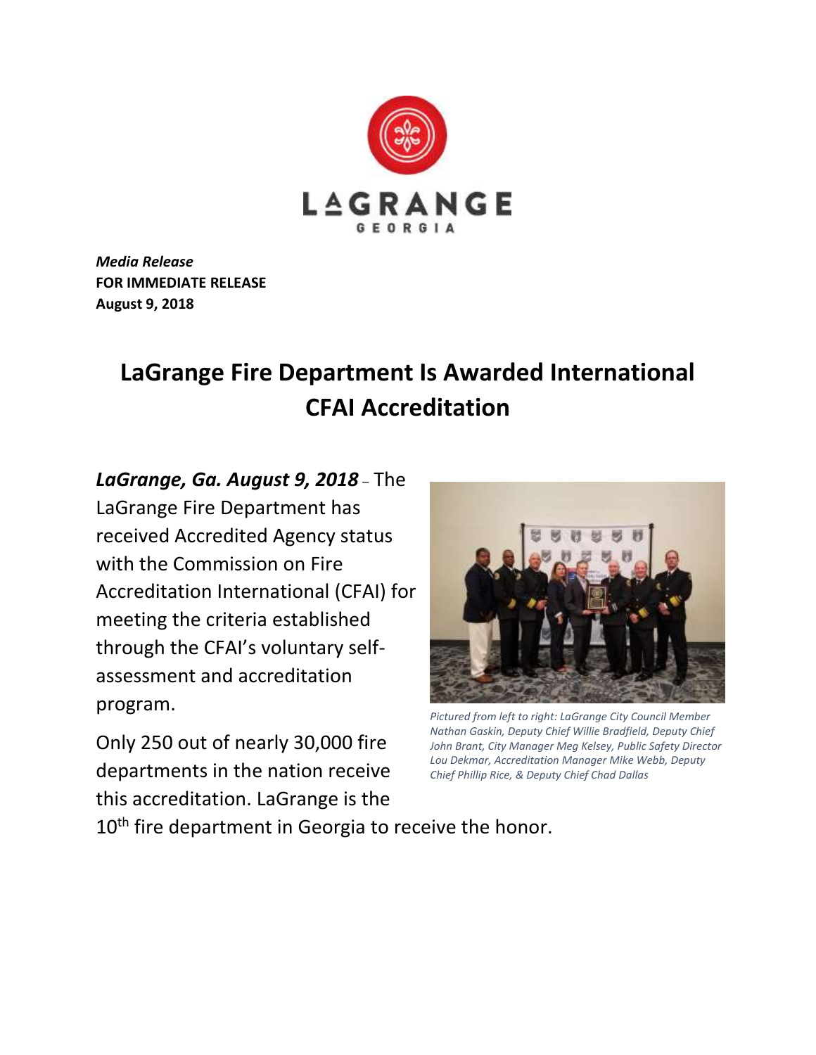LAGRANGE
GEORGIA

***Media Release***
**FOR IMMEDIATE RELEASE**
**August 9, 2018**

# LaGrange Fire Department Is Awarded International CFAI Accreditation

***LaGrange, Ga. August 9, 2018*** – The LaGrange Fire Department has received Accredited Agency status with the Commission on Fire Accreditation International (CFAI) for meeting the criteria established through the CFAI's voluntary self-assessment and accreditation program.

*Pictured from left to right: LaGrange City Council Member Nathan Gaskin, Deputy Chief Willie Bradfield, Deputy Chief John Brant, City Manager Meg Kelsey, Public Safety Director Lou Dekmar, Accreditation Manager Mike Webb, Deputy Chief Phillip Rice, & Deputy Chief Chad Dallas*

Only 250 out of nearly 30,000 fire departments in the nation receive this accreditation. LaGrange is the 10th fire department in Georgia to receive the honor.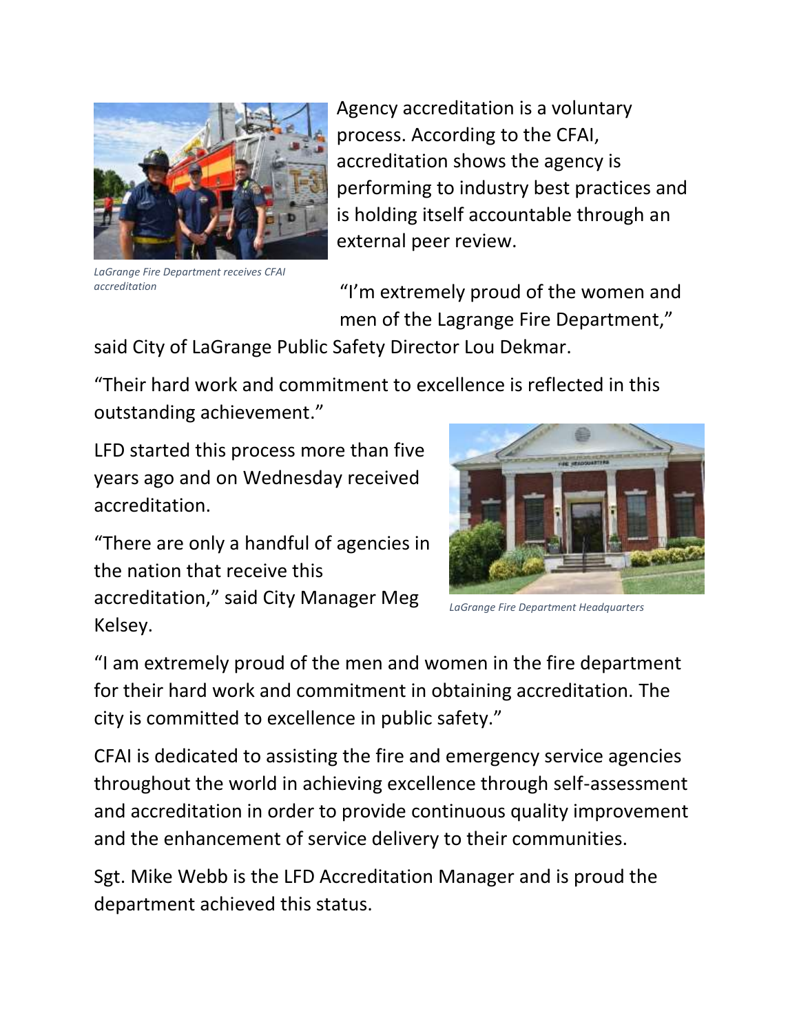*LaGrange Fire Department receives CFAI accreditation*

Agency accreditation is a voluntary process. According to the CFAI, accreditation shows the agency is performing to industry best practices and is holding itself accountable through an external peer review.

"I'm extremely proud of the women and men of the Lagrange Fire Department," said City of LaGrange Public Safety Director Lou Dekmar.

"Their hard work and commitment to excellence is reflected in this outstanding achievement."

LFD started this process more than five years ago and on Wednesday received accreditation.

"There are only a handful of agencies in the nation that receive this accreditation," said City Manager Meg Kelsey.

*LaGrange Fire Department Headquarters*

"I am extremely proud of the men and women in the fire department for their hard work and commitment in obtaining accreditation. The city is committed to excellence in public safety."

CFAI is dedicated to assisting the fire and emergency service agencies throughout the world in achieving excellence through self-assessment and accreditation in order to provide continuous quality improvement and the enhancement of service delivery to their communities.

Sgt. Mike Webb is the LFD Accreditation Manager and is proud the department achieved this status.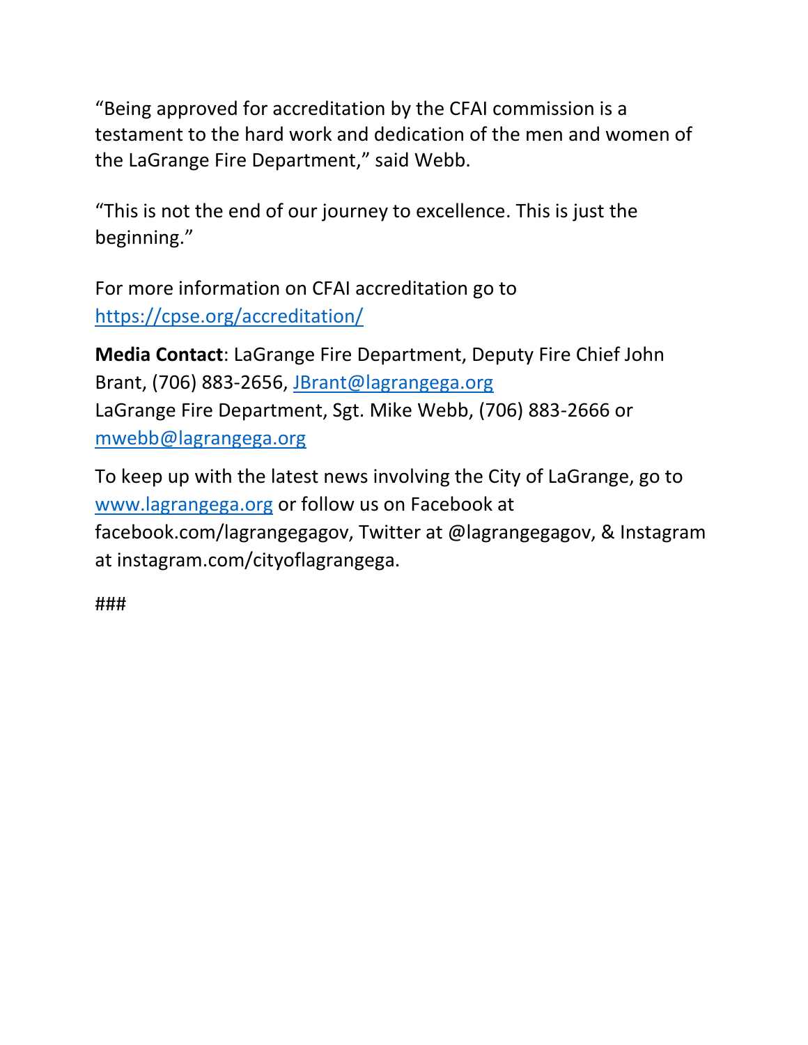“Being approved for accreditation by the CFAI commission is a testament to the hard work and dedication of the men and women of the LaGrange Fire Department,” said Webb.

“This is not the end of our journey to excellence. This is just the beginning.”

For more information on CFAI accreditation go to https://cpse.org/accreditation/

**Media Contact**: LaGrange Fire Department, Deputy Fire Chief John Brant, (706) 883-2656, JBrant@lagrangega.org
LaGrange Fire Department, Sgt. Mike Webb, (706) 883-2666 or mwebb@lagrangega.org

To keep up with the latest news involving the City of LaGrange, go to www.lagrangega.org or follow us on Facebook at facebook.com/lagrangegagov, Twitter at @lagrangegagov, & Instagram at instagram.com/cityoflagrangega.

###